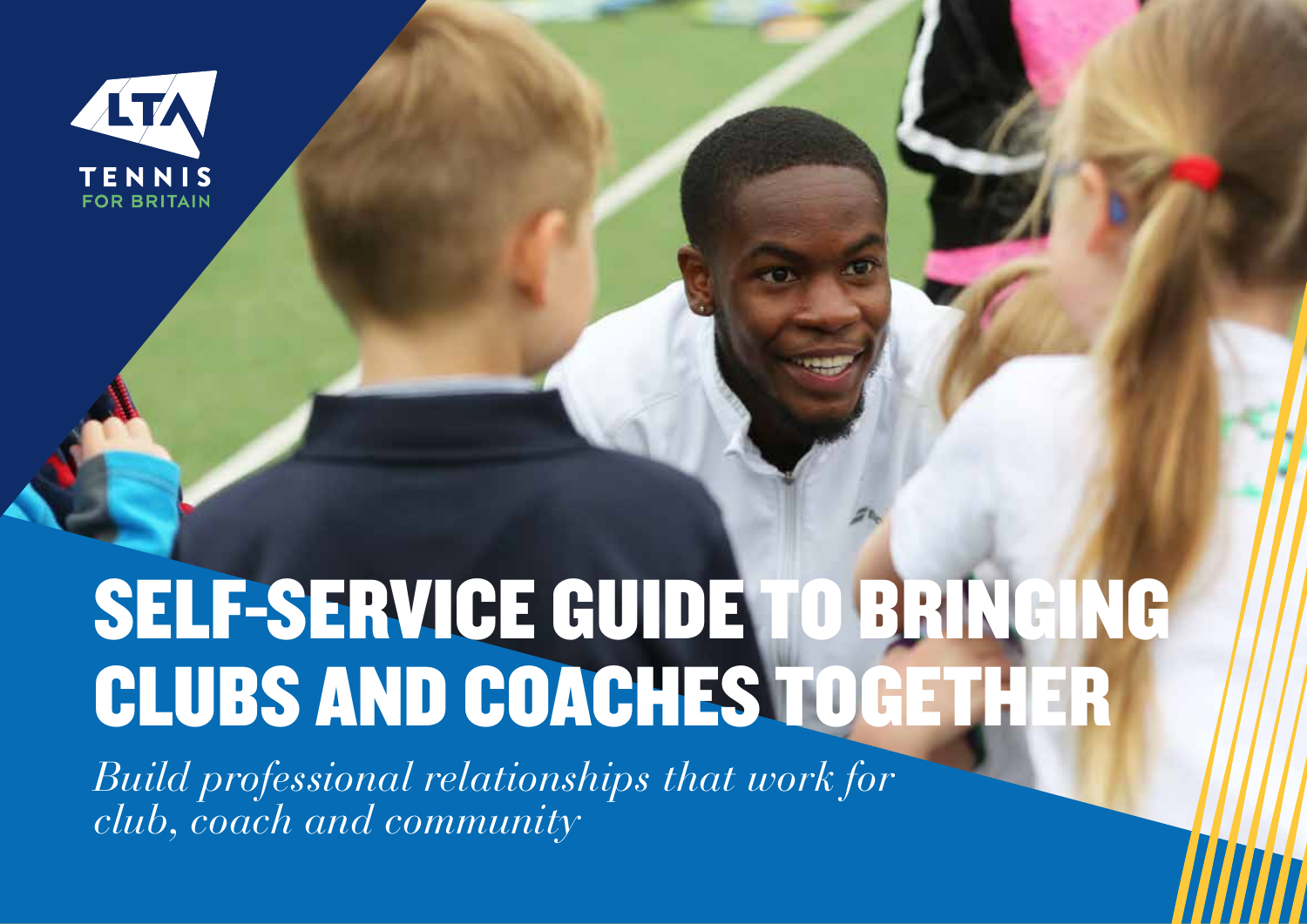LTA
TENNIS
FOR BRITAIN

# SELF-SERVICE GUIDE TO BRINGING CLUBS AND COACHES TOGETHER

*Build professional relationships that work for club, coach and community*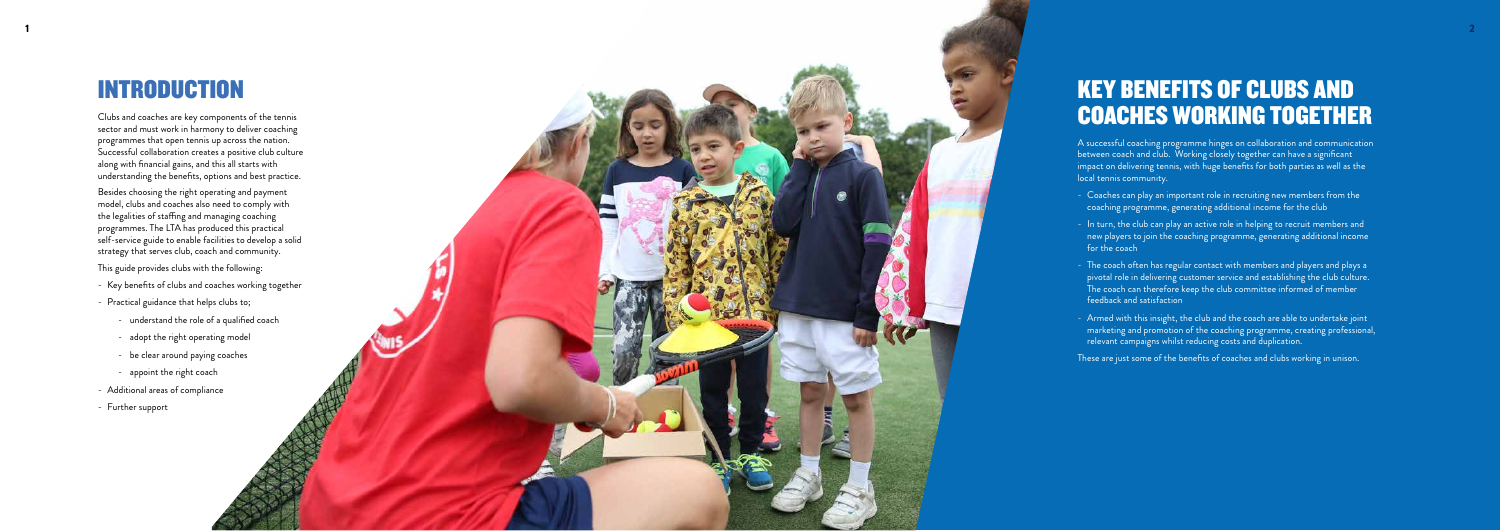# INTRODUCTION

Clubs and coaches are key components of the tennis sector and must work in harmony to deliver coaching programmes that open tennis up across the nation. Successful collaboration creates a positive club culture along with financial gains, and this all starts with understanding the benefits, options and best practice.

Besides choosing the right operating and payment model, clubs and coaches also need to comply with the legalities of staffing and managing coaching programmes. The LTA has produced this practical self-service guide to enable facilities to develop a solid strategy that serves club, coach and community.

This guide provides clubs with the following:

- Key benefits of clubs and coaches working together
- Practical guidance that helps clubs to;
  - understand the role of a qualified coach
  - adopt the right operating model
  - be clear around paying coaches
  - appoint the right coach
- Additional areas of compliance
- Further support

# KEY BENEFITS OF CLUBS AND COACHES WORKING TOGETHER

A successful coaching programme hinges on collaboration and communication between coach and club. Working closely together can have a significant impact on delivering tennis, with huge benefits for both parties as well as the local tennis community.

- Coaches can play an important role in recruiting new members from the coaching programme, generating additional income for the club
- In turn, the club can play an active role in helping to recruit members and new players to join the coaching programme, generating additional income for the coach
- The coach often has regular contact with members and players and plays a pivotal role in delivering customer service and establishing the club culture. The coach can therefore keep the club committee informed of member feedback and satisfaction
- Armed with this insight, the club and the coach are able to undertake joint marketing and promotion of the coaching programme, creating professional, relevant campaigns whilst reducing costs and duplication.

These are just some of the benefits of coaches and clubs working in unison.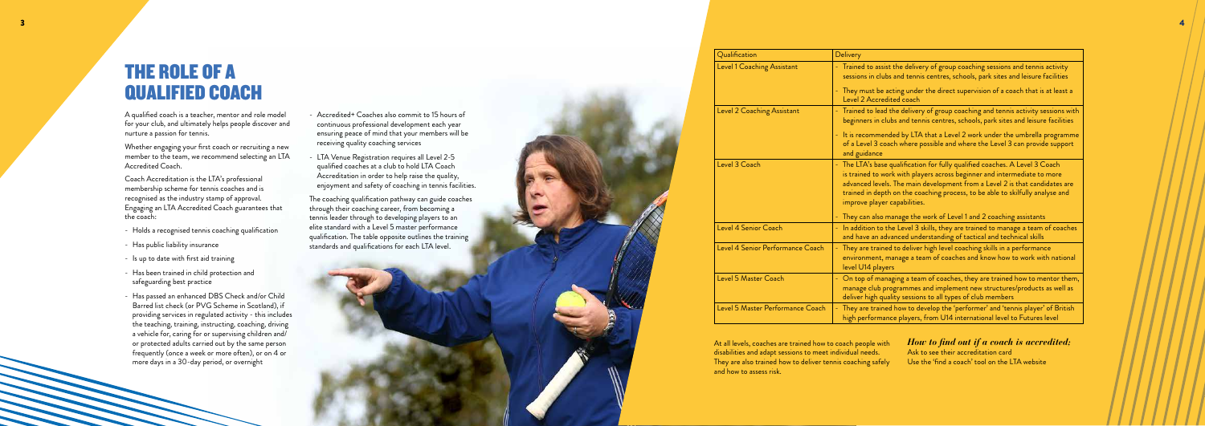# THE ROLE OF A QUALIFIED COACH

A qualified coach is a teacher, mentor and role model for your club, and ultimately helps people discover and nurture a passion for tennis.

Whether engaging your first coach or recruiting a new member to the team, we recommend selecting an LTA Accredited Coach.

Coach Accreditation is the LTA's professional membership scheme for tennis coaches and is recognised as the industry stamp of approval. Engaging an LTA Accredited Coach guarantees that the coach:

- Holds a recognised tennis coaching qualification
- Has public liability insurance
- Is up to date with first aid training
- Has been trained in child protection and safeguarding best practice
- Has passed an enhanced DBS Check and/or Child Barred list check (or PVG Scheme in Scotland), if providing services in regulated activity - this includes the teaching, training, instructing, coaching, driving a vehicle for, caring for or supervising children and/ or protected adults carried out by the same person frequently (once a week or more often), or on 4 or more days in a 30-day period, or overnight
- Accredited+ Coaches also commit to 15 hours of continuous professional development each year ensuring peace of mind that your members will be receiving quality coaching services
- LTA Venue Registration requires all Level 2-5 qualified coaches at a club to hold LTA Coach Accreditation in order to help raise the quality, enjoyment and safety of coaching in tennis facilities.

The coaching qualification pathway can guide coaches through their coaching career, from becoming a tennis leader through to developing players to an elite standard with a Level 5 master performance qualification. The table opposite outlines the training standards and qualifications for each LTA level.

| Qualification | Delivery |
|---|---|
| Level 1 Coaching Assistant | - Trained to assist the delivery of group coaching sessions and tennis activity sessions in clubs and tennis centres, schools, park sites and leisure facilities<br>- They must be acting under the direct supervision of a coach that is at least a Level 2 Accredited coach |
| Level 2 Coaching Assistant | - Trained to lead the delivery of group coaching and tennis activity sessions with beginners in clubs and tennis centres, schools, park sites and leisure facilities<br>- It is recommended by LTA that a Level 2 work under the umbrella programme of a Level 3 coach where possible and where the Level 3 can provide support and guidance |
| Level 3 Coach | - The LTA's base qualification for fully qualified coaches. A Level 3 Coach is trained to work with players across beginner and intermediate to more advanced levels. The main development from a Level 2 is that candidates are trained in depth on the coaching process, to be able to skilfully analyse and improve player capabilities.<br>- They can also manage the work of Level 1 and 2 coaching assistants |
| Level 4 Senior Coach | - In addition to the Level 3 skills, they are trained to manage a team of coaches and have an advanced understanding of tactical and technical skills |
| Level 4 Senior Performance Coach | - They are trained to deliver high level coaching skills in a performance environment, manage a team of coaches and know how to work with national level U14 players |
| Level 5 Master Coach | - On top of managing a team of coaches, they are trained how to mentor them, manage club programmes and implement new structures/products as well as deliver high quality sessions to all types of club members |
| Level 5 Master Performance Coach | - They are trained how to develop the 'performer' and 'tennis player' of British high performance players, from U14 international level to Futures level |

At all levels, coaches are trained how to coach people with disabilities and adapt sessions to meet individual needs. They are also trained how to deliver tennis coaching safely and how to assess risk.

***How to find out if a coach is accredited:***

Ask to see their accreditation card

Use the 'find a coach' tool on the LTA website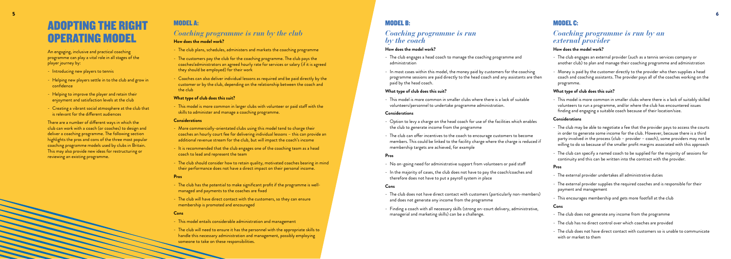# ADOPTING THE RIGHT OPERATING MODEL

An engaging, inclusive and practical coaching programme can play a vital role in all stages of the player journey by:

- Introducing new players to tennis
- Helping new players settle in to the club and grow in confidence
- Helping to improve the player and retain their enjoyment and satisfaction levels at the club
- Creating a vibrant social atmosphere at the club that is relevant for the different audiences

There are a number of different ways in which the club can work with a coach (or coaches) to design and deliver a coaching programme. The following section highlights the pros and cons of the three most popular coaching programme models used by clubs in Britain. This may also provide new ideas for restructuring or reviewing an existing programme.

## MODEL A:

### *Coaching programme is run by the club*

**How does the model work?**

- The club plans, schedules, administers and markets the coaching programme
- The customers pay the club for the coaching programme. The club pays the coaches/administrators an agreed hourly rate for services or salary (if it is agreed they should be employed) for their work
- Coaches can also deliver individual lessons as required and be paid directly by the customer or by the club, depending on the relationship between the coach and the club

**What type of club does this suit?**

- This model is more common in larger clubs with volunteer or paid staff with the skills to administer and manage a coaching programme.

**Considerations**

- More commercially-orientated clubs using this model tend to charge their coaches an hourly court fee for delivering individual lessons – this can provide an additional revenue stream for the club, but will impact the coach's income
- It is recommended that the club engages one of the coaching team as a head coach to lead and represent the team
- The club should consider how to retain quality, motivated coaches bearing in mind their performance does not have a direct impact on their personal income.

**Pros**

- The club has the potential to make significant profit if the programme is well-managed and payments to the coaches are fixed
- The club will have direct contact with the customers, so they can ensure membership is promoted and encouraged

**Cons**

- This model entails considerable administration and management
- The club will need to ensure it has the personnel with the appropriate skills to handle this necessary administration and management, possibly employing someone to take on these responsibilities.

## MODEL B:

### *Coaching programme is run by the coach*

**How does the model work?**

- The club engages a head coach to manage the coaching programme and administration
- In most cases within this model, the money paid by customers for the coaching programme sessions are paid directly to the head coach and any assistants are then paid by the head coach.

**What type of club does this suit?**

- This model is more common in smaller clubs where there is a lack of suitable volunteers/personnel to undertake programme administration.

**Considerations**

- Option to levy a charge on the head coach for use of the facilities which enables the club to generate income from the programme
- The club can offer incentives to the coach to encourage customers to become members. This could be linked to the facility charge where the charge is reduced if membership targets are achieved, for example

**Pros**

- No on-going need for administrative support from volunteers or paid staff
- In the majority of cases, the club does not have to pay the coach/coaches and therefore does not have to put a payroll system in place

**Cons**

- The club does not have direct contact with customers (particularly non-members) and does not generate any income from the programme
- Finding a coach with all necessary skills (strong on-court delivery, administrative, managerial and marketing skills) can be a challenge.

## MODEL C:

### *Coaching programme is run by an external provider*

**How does the model work?**

- The club engages an external provider (such as a tennis services company or another club) to plan and manage their coaching programme and administration
- Money is paid by the customer directly to the provider who then supplies a head coach and coaching assistants. The provider pays all of the coaches working on the programme.

**What type of club does this suit?**

- This model is more common in smaller clubs where there is a lack of suitably skilled volunteers to run a programme, and/or where the club has encountered issues finding and engaging a suitable coach because of their location/size.

**Considerations**

- The club may be able to negotiate a fee that the provider pays to access the courts in order to generate some income for the club. However, because there is a third party involved in the process (club – provider – coach), some providers may not be willing to do so because of the smaller profit margins associated with this approach
- The club can specify a named coach to be supplied for the majority of sessions for continuity and this can be written into the contract with the provider.

**Pros**

- The external provider undertakes all administrative duties
- The external provider supplies the required coaches and is responsible for their payment and management
- This encourages membership and gets more footfall at the club

**Cons**

- The club does not generate any income from the programme
- The club has no direct control over which coaches are provided
- The club does not have direct contact with customers so is unable to communicate with or market to them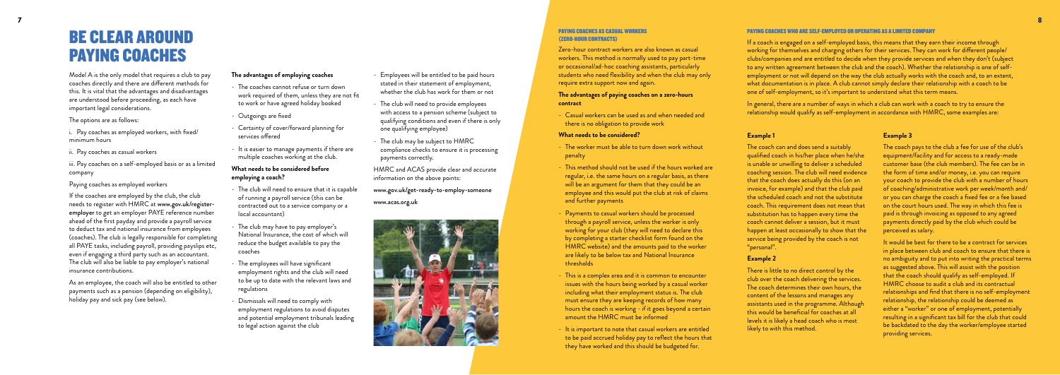# BE CLEAR AROUND PAYING COACHES

Model A is the only model that requires a club to pay coaches directly and there are different methods for this. It is vital that the advantages and disadvantages are understood before proceeding, as each have important legal considerations.

The options are as follows:

i. Pay coaches as employed workers, with fixed/ minimum hours

ii. Pay coaches as casual workers

iii. Pay coaches on a self-employed basis or as a limited company

Paying coaches as employed workers

If the coaches are employed by the club, the club needs to register with HMRC at **www.gov.uk/register-employer** to get an employer PAYE reference number ahead of the first payday and provide a payroll service to deduct tax and national insurance from employees (coaches). The club is legally responsible for completing all PAYE tasks, including payroll, providing payslips etc, even if engaging a third party such as an accountant. The club will also be liable to pay employer's national insurance contributions.

As an employee, the coach will also be entitled to other payments such as a pension (depending on eligibility), holiday pay and sick pay (see below).

**The advantages of employing coaches**

- The coaches cannot refuse or turn down work required of them, unless they are not fit to work or have agreed holiday booked
- Outgoings are fixed
- Certainty of cover/forward planning for services offered
- It is easier to manage payments if there are multiple coaches working at the club.

**What needs to be considered before employing a coach?**

- The club will need to ensure that it is capable of running a payroll service (this can be contracted out to a service company or a local accountant)
- The club may have to pay employer's National Insurance, the cost of which will reduce the budget available to pay the coaches
- The employees will have significant employment rights and the club will need to be up to date with the relevant laws and regulations
- Dismissals will need to comply with employment regulations to avoid disputes and potential employment tribunals leading to legal action against the club
- Employees will be entitled to be paid hours stated in their statement of employment, whether the club has work for them or not
- The club will need to provide employees with access to a pension scheme (subject to qualifying conditions and even if there is only one qualifying employee)
- The club may be subject to HMRC compliance checks to ensure it is processing payments correctly.

HMRC and ACAS provide clear and accurate information on the above points:

**www.gov.uk/get-ready-to-employ-someone**

**www.acas.org.uk**

### PAYING COACHES AS CASUAL WORKERS (ZERO-HOUR CONTRACTS)

Zero-hour contract workers are also known as casual workers. This method is normally used to pay part-time or occasional/ad-hoc coaching assistants, particularly students who need flexibility and when the club may only require extra support now and again.

**The advantages of paying coaches on a zero-hours contract**

- Casual workers can be used as and when needed and there is no obligation to provide work

**What needs to be considered?**

- The worker must be able to turn down work without penalty
- This method should not be used if the hours worked are regular, i.e. the same hours on a regular basis, as there will be an argument for them that they could be an employee and this would put the club at risk of claims and further payments
- Payments to casual workers should be processed through a payroll service, unless the worker is only working for your club (they will need to declare this by completing a starter checklist form found on the HMRC website) and the amounts paid to the worker are likely to be below tax and National Insurance thresholds
- This is a complex area and it is common to encounter issues with the hours being worked by a casual worker including what their employment status is. The club must ensure they are keeping records of how many hours the coach is working - if it goes beyond a certain amount the HMRC must be informed
- It is important to note that casual workers are entitled to be paid accrued holiday pay to reflect the hours that they have worked and this should be budgeted for.

### PAYING COACHES WHO ARE SELF-EMPLOYED OR OPERATING AS A LIMITED COMPANY

If a coach is engaged on a self-employed basis, this means that they earn their income through working for themselves and charging others for their services. They can work for different people/ clubs/companies and are entitled to decide when they provide services and when they don't (subject to any written agreement between the club and the coach). Whether the relationship is one of self-employment or not will depend on the way the club actually works with the coach and, to an extent, what documentation is in place. A club cannot simply declare their relationship with a coach to be one of self-employment, so it's important to understand what this term means.

In general, there are a number of ways in which a club can work with a coach to try to ensure the relationship would qualify as self-employment in accordance with HMRC, some examples are:

**Example 1**

The coach can and does send a suitably qualified coach in his/her place when he/she is unable or unwilling to deliver a scheduled coaching session. The club will need evidence that the coach does actually do this (on an invoice, for example) and that the club paid the scheduled coach and not the substitute coach. This requirement does not mean that substitution has to happen every time the coach cannot deliver a session, but it must happen at least occasionally to show that the service being provided by the coach is not "personal".

**Example 2**

There is little to no direct control by the club over the coach delivering the services. The coach determines their own hours, the content of the lessons and manages any assistants used in the programme. Although this would be beneficial for coaches at all levels it is likely a head coach who is most likely to with this method.

**Example 3**

The coach pays to the club a fee for use of the club's equipment/facility and for access to a ready-made customer base (the club members). The fee can be in the form of time and/or money, i.e. you can require your coach to provide the club with a number of hours of coaching/administrative work per week/month and/ or you can charge the coach a fixed fee or a fee based on the court hours used. The way in which this fee is paid is through invoicing as opposed to any agreed payments directly paid by the club which could be perceived as salary.

It would be best for there to be a contract for services in place between club and coach to ensure that there is no ambiguity and to put into writing the practical terms as suggested above. This will assist with the position that the coach should qualify as self-employed. If HMRC choose to audit a club and its contractual relationships and find that there is no self-employment relationship, the relationship could be deemed as either a "worker" or one of employment, potentially resulting in a significant tax bill for the club that could be backdated to the day the worker/employee started providing services.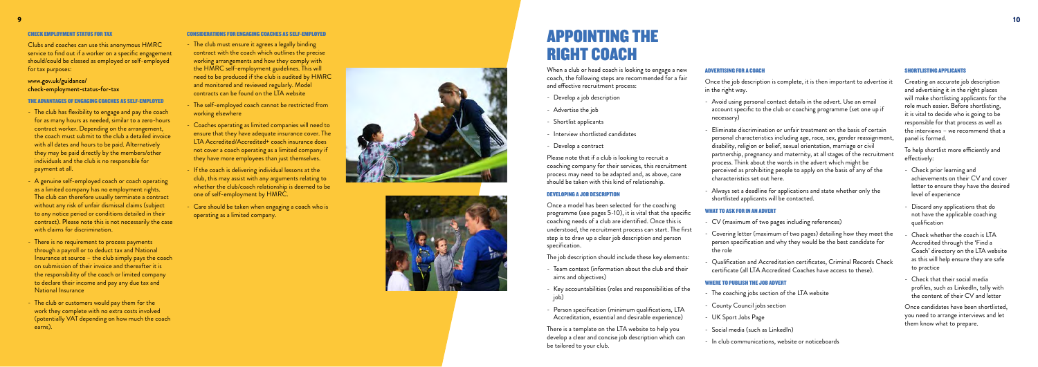### CHECK EMPLOYMENT STATUS FOR TAX

Clubs and coaches can use this anonymous HMRC service to find out if a worker on a specific engagement should/could be classed as employed or self-employed for tax purposes:

**www.gov.uk/guidance/check-employment-status-for-tax**

### THE ADVANTAGES OF ENGAGING COACHES AS SELF-EMPLOYED

- The club has flexibility to engage and pay the coach for as many hours as needed, similar to a zero-hours contract worker. Depending on the arrangement, the coach must submit to the club a detailed invoice with all dates and hours to be paid. Alternatively they may be paid directly by the members/other individuals and the club is no responsible for payment at all.
- A genuine self-employed coach or coach operating as a limited company has no employment rights. The club can therefore usually terminate a contract without any risk of unfair dismissal claims (subject to any notice period or conditions detailed in their contract). Please note this is not necessarily the case with claims for discrimination.
- There is no requirement to process payments through a payroll or to deduct tax and National Insurance at source – the club simply pays the coach on submission of their invoice and thereafter it is the responsibility of the coach or limited company to declare their income and pay any due tax and National Insurance
- The club or customers would pay them for the work they complete with no extra costs involved (potentially VAT depending on how much the coach earns).

### CONSIDERATIONS FOR ENGAGING COACHES AS SELF-EMPLOYED

- The club must ensure it agrees a legally binding contract with the coach which outlines the precise working arrangements and how they comply with the HMRC self-employment guidelines. This will need to be produced if the club is audited by HMRC and monitored and reviewed regularly. Model contracts can be found on the LTA website
- The self-employed coach cannot be restricted from working elsewhere
- Coaches operating as limited companies will need to ensure that they have adequate insurance cover. The LTA Accredited/Accredited+ coach insurance does not cover a coach operating as a limited company if they have more employees than just themselves.
- If the coach is delivering individual lessons at the club, this may assist with any arguments relating to whether the club/coach relationship is deemed to be one of self-employment by HMRC.
- Care should be taken when engaging a coach who is operating as a limited company.

# APPOINTING THE RIGHT COACH

When a club or head coach is looking to engage a new coach, the following steps are recommended for a fair and effective recruitment process:

- Develop a job description
- Advertise the job
- Shortlist applicants
- Interview shortlisted candidates
- Develop a contract

Please note that if a club is looking to recruit a coaching company for their services, this recruitment process may need to be adapted and, as above, care should be taken with this kind of relationship.

### DEVELOPING A JOB DESCRIPTION

Once a model has been selected for the coaching programme (see pages 5-10), it is vital that the specific coaching needs of a club are identified. Once this is understood, the recruitment process can start. The first step is to draw up a clear job description and person specification.

The job description should include these key elements:

- Team context (information about the club and their aims and objectives)
- Key accountabilities (roles and responsibilities of the job)
- Person specification (minimum qualifications, LTA Accreditation, essential and desirable experience)

There is a template on the LTA website to help you develop a clear and concise job description which can be tailored to your club.

### ADVERTISING FOR A COACH

Once the job description is complete, it is then important to advertise it in the right way.

- Avoid using personal contact details in the advert. Use an email account specific to the club or coaching programme (set one up if necessary)
- Eliminate discrimination or unfair treatment on the basis of certain personal characteristics including age, race, sex, gender reassignment, disability, religion or belief, sexual orientation, marriage or civil partnership, pregnancy and maternity, at all stages of the recruitment process. Think about the words in the advert which might be perceived as prohibiting people to apply on the basis of any of the characteristics set out here.
- Always set a deadline for applications and state whether only the shortlisted applicants will be contacted.

### WHAT TO ASK FOR IN AN ADVERT

- CV (maximum of two pages including references)
- Covering letter (maximum of two pages) detailing how they meet the person specification and why they would be the best candidate for the role
- Qualification and Accreditation certificates, Criminal Records Check certificate (all LTA Accredited Coaches have access to these).

### WHERE TO PUBLISH THE JOB ADVERT

- The coaching jobs section of the LTA website
- County Council jobs section
- UK Sport Jobs Page
- Social media (such as LinkedIn)
- In club communications, website or noticeboards

### SHORTLISTING APPLICANTS

Creating an accurate job description and advertising it in the right places will make shortlisting applicants for the role much easier. Before shortlisting, it is vital to decide who is going to be responsible for that process as well as the interviews – we recommend that a panel is formed.

To help shortlist more efficiently and effectively:

- Check prior learning and achievements on their CV and cover letter to ensure they have the desired level of experience
- Discard any applications that do not have the applicable coaching qualification
- Check whether the coach is LTA Accredited through the 'Find a Coach' directory on the LTA website as this will help ensure they are safe to practice
- Check that their social media profiles, such as LinkedIn, tally with the content of their CV and letter

Once candidates have been shortlisted, you need to arrange interviews and let them know what to prepare.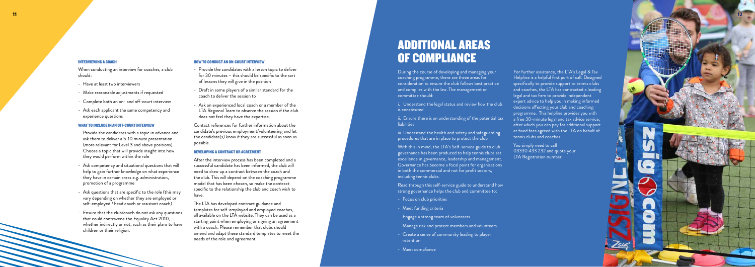#### INTERVIEWING A COACH

When conducting an interview for coaches, a club should:

- Have at least two interviewers
- Make reasonable adjustments if requested
- Complete both an on- and off-court interview
- Ask each applicant the same competency and experience questions

#### WHAT TO INCLUDE IN AN OFF-COURT INTERVIEW

- Provide the candidates with a topic in advance and ask them to deliver a 5-10 minute presentation (more relevant for Level 3 and above positions). Choose a topic that will provide insight into how they would perform within the role
- Ask competency and situational questions that will help to gain further knowledge on what experience they have in certain areas e.g. administration, promotion of a programme
- Ask questions that are specific to the role (this may vary depending on whether they are employed or self-employed / head coach or assistant coach)
- Ensure that the club/coach do not ask any questions that could contravene the Equality Act 2010, whether indirectly or not, such as their plans to have children or their religion.

#### HOW TO CONDUCT AN ON-COURT INTERVIEW

- Provide the candidates with a lesson topic to deliver for 30 minutes – this should be specific to the sort of lessons they will give in the position
- Draft in some players of a similar standard for the coach to deliver the session to
- Ask an experienced local coach or a member of the LTA Regional Team to observe the session if the club does not feel they have the expertise.

Contact references for further information about the candidate's previous employment/volunteering and let the candidate(s) know if they are successful as soon as possible.

#### DEVELOPING A CONTRACT OR AGREEMENT

After the interview process has been completed and a successful candidate has been informed, the club will need to draw up a contract between the coach and the club. This will depend on the coaching programme model that has been chosen, so make the contract specific to the relationship the club and coach wish to have.

The LTA has developed contract guidance and templates for self-employed and employed coaches, all available on the LTA website. They can be used as a starting point when employing or signing an agreement with a coach. Please remember that clubs should amend and adapt these standard templates to meet the needs of the role and agreement.

# ADDITIONAL AREAS OF COMPLIANCE

During the course of developing and managing your coaching programme, there are three areas for consideration to ensure the club follows best practice and complies with the law. The management or committee should:

i. Understand the legal status and review how the club is constituted

ii. Ensure there is an understanding of the potential tax liabilities

iii. Understand the health and safety and safeguarding procedures that are in place to protect the club

With this in mind, the LTA's Self-service guide to club governance has been produced to help tennis clubs set excellence in governance, leadership and management. Governance has become a focal point for organisations in both the commercial and not for profit sectors, including tennis clubs.

Read through this self-service guide to understand how strong governance helps the club and committee to:

- Focus on club priorities
- Meet funding criteria
- Engage a strong team of volunteers
- Manage risk and protect members and volunteers
- Create a sense of community leading to player retention
- Meet compliance

For further assistance, the LTA's Legal & Tax Helpline is a helpful first port of call. Designed specifically to provide support to tennis clubs and coaches, the LTA has contracted a leading legal and tax firm to provide independent expert advice to help you in making informed decisions affecting your club and coaching programme. This helpline provides you with a free 30-minute legal and tax advice service, after which you can pay for additional support at fixed fees agreed with the LTA on behalf of tennis clubs and coaches.

You simply need to call 03330 433 232 and quote your LTA Registration number.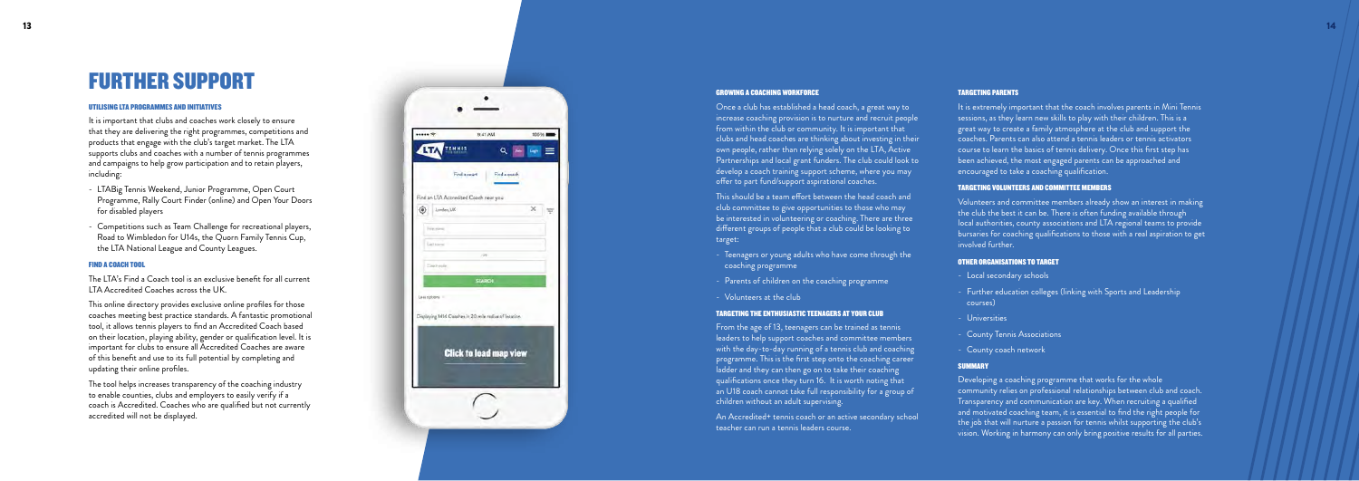# FURTHER SUPPORT

### UTILISING LTA PROGRAMMES AND INITIATIVES

It is important that clubs and coaches work closely to ensure that they are delivering the right programmes, competitions and products that engage with the club's target market. The LTA supports clubs and coaches with a number of tennis programmes and campaigns to help grow participation and to retain players, including:

- LTABig Tennis Weekend, Junior Programme, Open Court Programme, Rally Court Finder (online) and Open Your Doors for disabled players
- Competitions such as Team Challenge for recreational players, Road to Wimbledon for U14s, the Quorn Family Tennis Cup, the LTA National League and County Leagues.

### FIND A COACH TOOL

The LTA's Find a Coach tool is an exclusive benefit for all current LTA Accredited Coaches across the UK.

This online directory provides exclusive online profiles for those coaches meeting best practice standards. A fantastic promotional tool, it allows tennis players to find an Accredited Coach based on their location, playing ability, gender or qualification level. It is important for clubs to ensure all Accredited Coaches are aware of this benefit and use to its full potential by completing and updating their online profiles.

The tool helps increases transparency of the coaching industry to enable counties, clubs and employers to easily verify if a coach is Accredited. Coaches who are qualified but not currently accredited will not be displayed.

### GROWING A COACHING WORKFORCE

Once a club has established a head coach, a great way to increase coaching provision is to nurture and recruit people from within the club or community. It is important that clubs and head coaches are thinking about investing in their own people, rather than relying solely on the LTA, Active Partnerships and local grant funders. The club could look to develop a coach training support scheme, where you may offer to part fund/support aspirational coaches.

This should be a team effort between the head coach and club committee to give opportunities to those who may be interested in volunteering or coaching. There are three different groups of people that a club could be looking to target:

- Teenagers or young adults who have come through the coaching programme
- Parents of children on the coaching programme
- Volunteers at the club

### TARGETING THE ENTHUSIASTIC TEENAGERS AT YOUR CLUB

From the age of 13, teenagers can be trained as tennis leaders to help support coaches and committee members with the day-to-day running of a tennis club and coaching programme. This is the first step onto the coaching career ladder and they can then go on to take their coaching qualifications once they turn 16. It is worth noting that an U18 coach cannot take full responsibility for a group of children without an adult supervising.

An Accredited+ tennis coach or an active secondary school teacher can run a tennis leaders course.

### TARGETING PARENTS

It is extremely important that the coach involves parents in Mini Tennis sessions, as they learn new skills to play with their children. This is a great way to create a family atmosphere at the club and support the coaches. Parents can also attend a tennis leaders or tennis activators course to learn the basics of tennis delivery. Once this first step has been achieved, the most engaged parents can be approached and encouraged to take a coaching qualification.

### TARGETING VOLUNTEERS AND COMMITTEE MEMBERS

Volunteers and committee members already show an interest in making the club the best it can be. There is often funding available through local authorities, county associations and LTA regional teams to provide bursaries for coaching qualifications to those with a real aspiration to get involved further.

### OTHER ORGANISATIONS TO TARGET

- Local secondary schools
- Further education colleges (linking with Sports and Leadership courses)
- Universities
- County Tennis Associations
- County coach network

### SUMMARY

Developing a coaching programme that works for the whole community relies on professional relationships between club and coach. Transparency and communication are key. When recruiting a qualified and motivated coaching team, it is essential to find the right people for the job that will nurture a passion for tennis whilst supporting the club's vision. Working in harmony can only bring positive results for all parties.